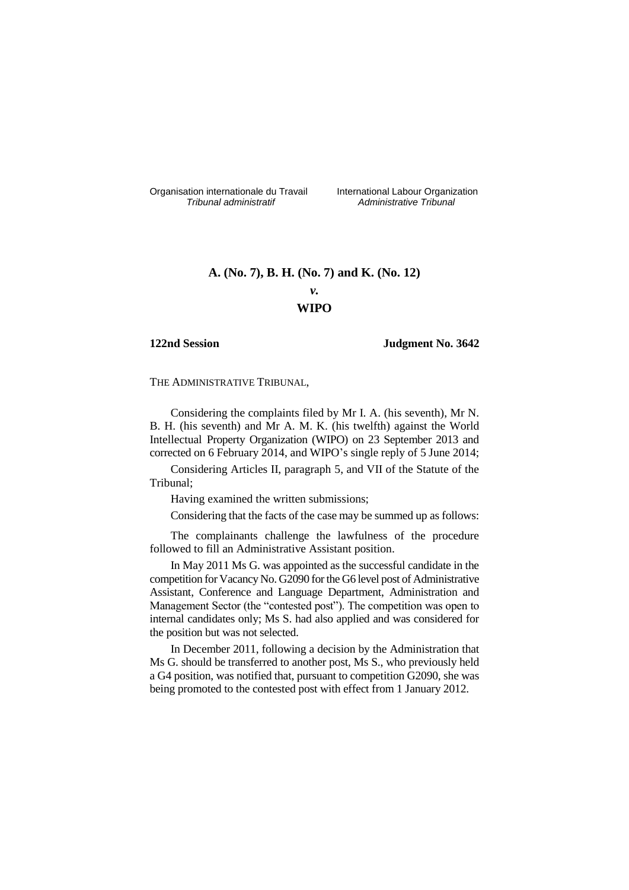Organisation internationale du Travail
*Tribunal administratif*

International Labour Organization
*Administrative Tribunal*

**A. (No. 7), B. H. (No. 7) and K. (No. 12)**

***v.***

**WIPO**

**122nd Session** **Judgment No. 3642**

THE ADMINISTRATIVE TRIBUNAL,

Considering the complaints filed by Mr I. A. (his seventh), Mr N. B. H. (his seventh) and Mr A. M. K. (his twelfth) against the World Intellectual Property Organization (WIPO) on 23 September 2013 and corrected on 6 February 2014, and WIPO's single reply of 5 June 2014;

Considering Articles II, paragraph 5, and VII of the Statute of the Tribunal;

Having examined the written submissions;

Considering that the facts of the case may be summed up as follows:

The complainants challenge the lawfulness of the procedure followed to fill an Administrative Assistant position.

In May 2011 Ms G. was appointed as the successful candidate in the competition for Vacancy No. G2090 for the G6 level post of Administrative Assistant, Conference and Language Department, Administration and Management Sector (the "contested post"). The competition was open to internal candidates only; Ms S. had also applied and was considered for the position but was not selected.

In December 2011, following a decision by the Administration that Ms G. should be transferred to another post, Ms S., who previously held a G4 position, was notified that, pursuant to competition G2090, she was being promoted to the contested post with effect from 1 January 2012.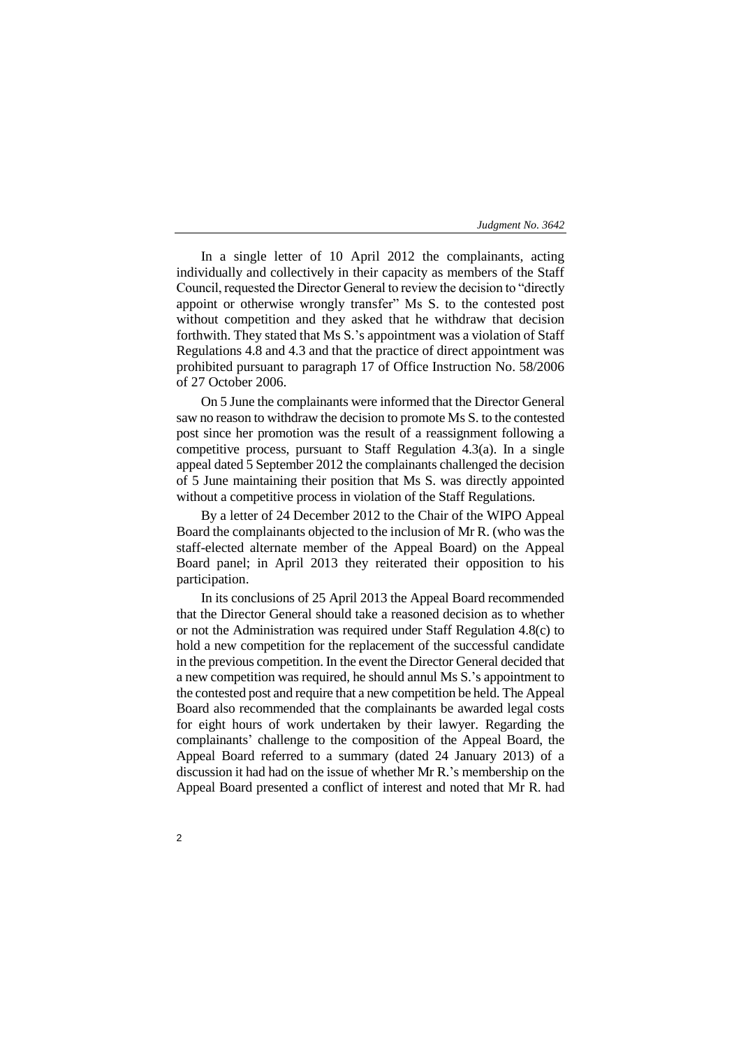In a single letter of 10 April 2012 the complainants, acting individually and collectively in their capacity as members of the Staff Council, requested the Director General to review the decision to "directly appoint or otherwise wrongly transfer" Ms S. to the contested post without competition and they asked that he withdraw that decision forthwith. They stated that Ms S.'s appointment was a violation of Staff Regulations 4.8 and 4.3 and that the practice of direct appointment was prohibited pursuant to paragraph 17 of Office Instruction No. 58/2006 of 27 October 2006.

On 5 June the complainants were informed that the Director General saw no reason to withdraw the decision to promote Ms S. to the contested post since her promotion was the result of a reassignment following a competitive process, pursuant to Staff Regulation 4.3(a). In a single appeal dated 5 September 2012 the complainants challenged the decision of 5 June maintaining their position that Ms S. was directly appointed without a competitive process in violation of the Staff Regulations.

By a letter of 24 December 2012 to the Chair of the WIPO Appeal Board the complainants objected to the inclusion of Mr R. (who was the staff-elected alternate member of the Appeal Board) on the Appeal Board panel; in April 2013 they reiterated their opposition to his participation.

In its conclusions of 25 April 2013 the Appeal Board recommended that the Director General should take a reasoned decision as to whether or not the Administration was required under Staff Regulation 4.8(c) to hold a new competition for the replacement of the successful candidate in the previous competition. In the event the Director General decided that a new competition was required, he should annul Ms S.'s appointment to the contested post and require that a new competition be held. The Appeal Board also recommended that the complainants be awarded legal costs for eight hours of work undertaken by their lawyer. Regarding the complainants' challenge to the composition of the Appeal Board, the Appeal Board referred to a summary (dated 24 January 2013) of a discussion it had had on the issue of whether Mr R.'s membership on the Appeal Board presented a conflict of interest and noted that Mr R. had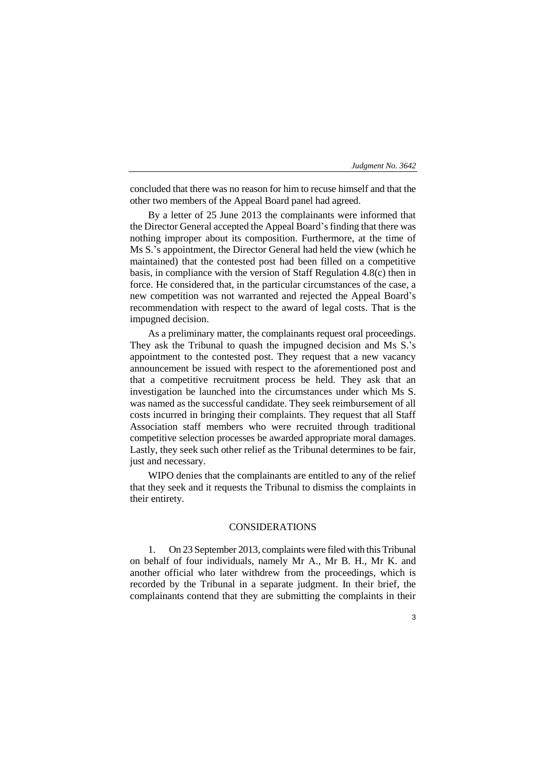concluded that there was no reason for him to recuse himself and that the other two members of the Appeal Board panel had agreed.

By a letter of 25 June 2013 the complainants were informed that the Director General accepted the Appeal Board's finding that there was nothing improper about its composition. Furthermore, at the time of Ms S.'s appointment, the Director General had held the view (which he maintained) that the contested post had been filled on a competitive basis, in compliance with the version of Staff Regulation 4.8(c) then in force. He considered that, in the particular circumstances of the case, a new competition was not warranted and rejected the Appeal Board's recommendation with respect to the award of legal costs. That is the impugned decision.

As a preliminary matter, the complainants request oral proceedings. They ask the Tribunal to quash the impugned decision and Ms S.'s appointment to the contested post. They request that a new vacancy announcement be issued with respect to the aforementioned post and that a competitive recruitment process be held. They ask that an investigation be launched into the circumstances under which Ms S. was named as the successful candidate. They seek reimbursement of all costs incurred in bringing their complaints. They request that all Staff Association staff members who were recruited through traditional competitive selection processes be awarded appropriate moral damages. Lastly, they seek such other relief as the Tribunal determines to be fair, just and necessary.

WIPO denies that the complainants are entitled to any of the relief that they seek and it requests the Tribunal to dismiss the complaints in their entirety.

## CONSIDERATIONS

1. On 23 September 2013, complaints were filed with this Tribunal on behalf of four individuals, namely Mr A., Mr B. H., Mr K. and another official who later withdrew from the proceedings, which is recorded by the Tribunal in a separate judgment. In their brief, the complainants contend that they are submitting the complaints in their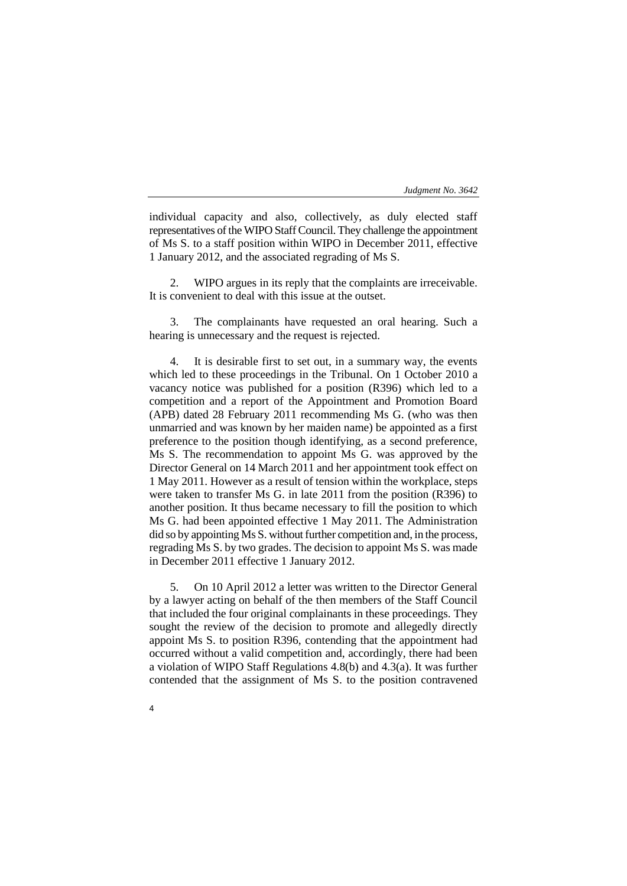individual capacity and also, collectively, as duly elected staff representatives of the WIPO Staff Council. They challenge the appointment of Ms S. to a staff position within WIPO in December 2011, effective 1 January 2012, and the associated regrading of Ms S.

2. WIPO argues in its reply that the complaints are irreceivable. It is convenient to deal with this issue at the outset.

3. The complainants have requested an oral hearing. Such a hearing is unnecessary and the request is rejected.

4. It is desirable first to set out, in a summary way, the events which led to these proceedings in the Tribunal. On 1 October 2010 a vacancy notice was published for a position (R396) which led to a competition and a report of the Appointment and Promotion Board (APB) dated 28 February 2011 recommending Ms G. (who was then unmarried and was known by her maiden name) be appointed as a first preference to the position though identifying, as a second preference, Ms S. The recommendation to appoint Ms G. was approved by the Director General on 14 March 2011 and her appointment took effect on 1 May 2011. However as a result of tension within the workplace, steps were taken to transfer Ms G. in late 2011 from the position (R396) to another position. It thus became necessary to fill the position to which Ms G. had been appointed effective 1 May 2011. The Administration did so by appointing Ms S. without further competition and, in the process, regrading Ms S. by two grades. The decision to appoint Ms S. was made in December 2011 effective 1 January 2012.

5. On 10 April 2012 a letter was written to the Director General by a lawyer acting on behalf of the then members of the Staff Council that included the four original complainants in these proceedings. They sought the review of the decision to promote and allegedly directly appoint Ms S. to position R396, contending that the appointment had occurred without a valid competition and, accordingly, there had been a violation of WIPO Staff Regulations 4.8(b) and 4.3(a). It was further contended that the assignment of Ms S. to the position contravened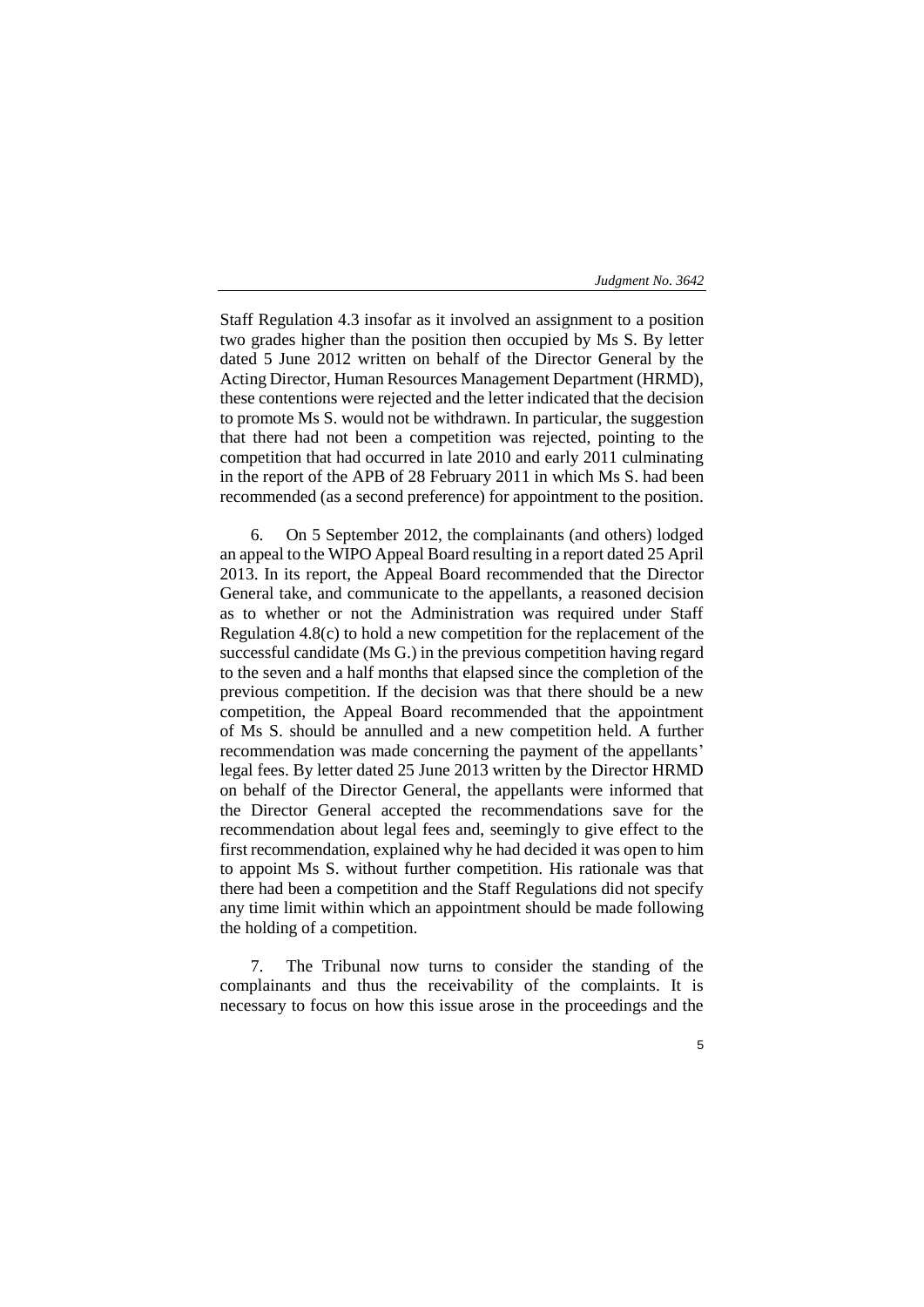Staff Regulation 4.3 insofar as it involved an assignment to a position two grades higher than the position then occupied by Ms S. By letter dated 5 June 2012 written on behalf of the Director General by the Acting Director, Human Resources Management Department (HRMD), these contentions were rejected and the letter indicated that the decision to promote Ms S. would not be withdrawn. In particular, the suggestion that there had not been a competition was rejected, pointing to the competition that had occurred in late 2010 and early 2011 culminating in the report of the APB of 28 February 2011 in which Ms S. had been recommended (as a second preference) for appointment to the position.

6. On 5 September 2012, the complainants (and others) lodged an appeal to the WIPO Appeal Board resulting in a report dated 25 April 2013. In its report, the Appeal Board recommended that the Director General take, and communicate to the appellants, a reasoned decision as to whether or not the Administration was required under Staff Regulation 4.8(c) to hold a new competition for the replacement of the successful candidate (Ms G.) in the previous competition having regard to the seven and a half months that elapsed since the completion of the previous competition. If the decision was that there should be a new competition, the Appeal Board recommended that the appointment of Ms S. should be annulled and a new competition held. A further recommendation was made concerning the payment of the appellants' legal fees. By letter dated 25 June 2013 written by the Director HRMD on behalf of the Director General, the appellants were informed that the Director General accepted the recommendations save for the recommendation about legal fees and, seemingly to give effect to the first recommendation, explained why he had decided it was open to him to appoint Ms S. without further competition. His rationale was that there had been a competition and the Staff Regulations did not specify any time limit within which an appointment should be made following the holding of a competition.

7. The Tribunal now turns to consider the standing of the complainants and thus the receivability of the complaints. It is necessary to focus on how this issue arose in the proceedings and the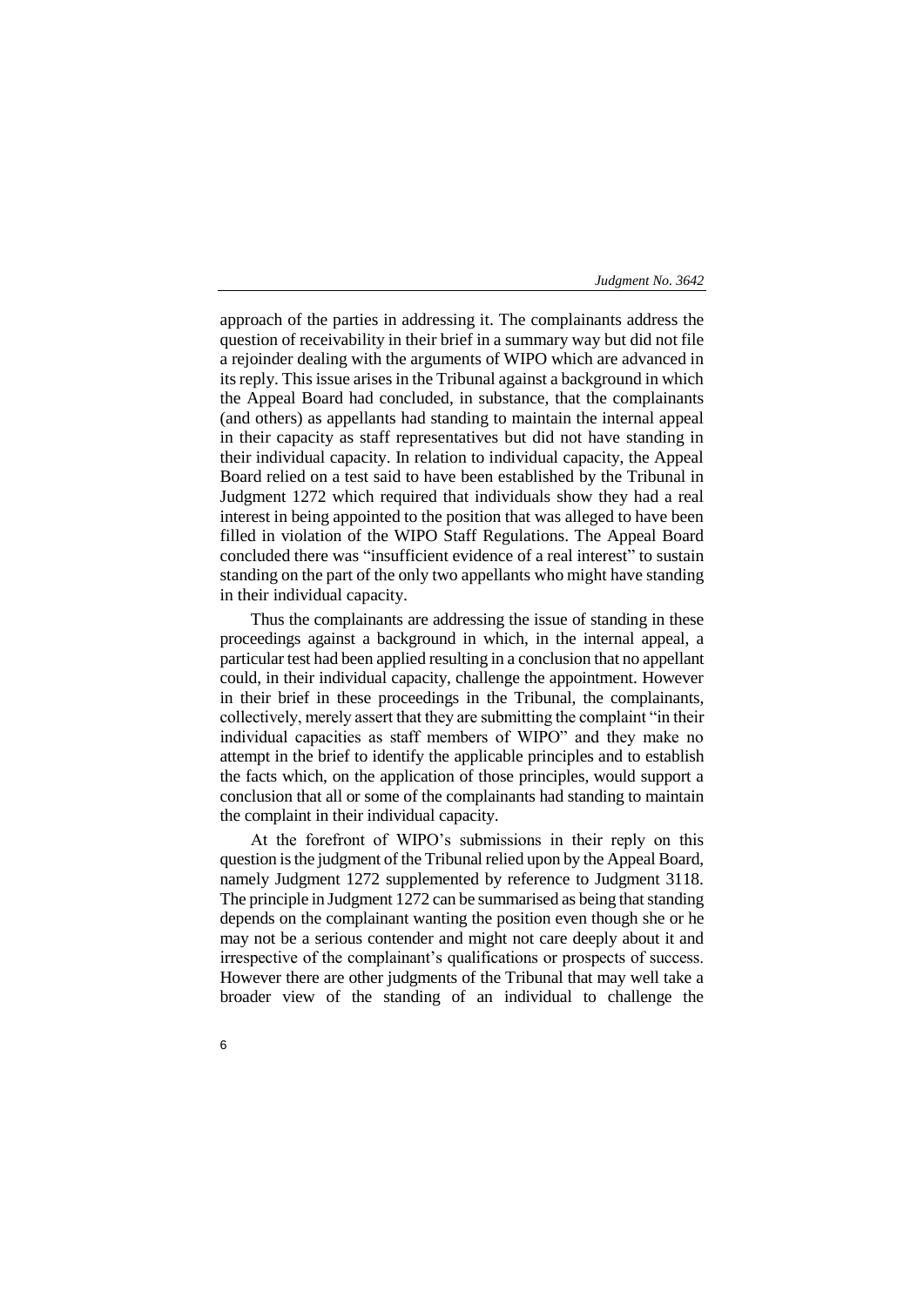approach of the parties in addressing it. The complainants address the question of receivability in their brief in a summary way but did not file a rejoinder dealing with the arguments of WIPO which are advanced in its reply. This issue arises in the Tribunal against a background in which the Appeal Board had concluded, in substance, that the complainants (and others) as appellants had standing to maintain the internal appeal in their capacity as staff representatives but did not have standing in their individual capacity. In relation to individual capacity, the Appeal Board relied on a test said to have been established by the Tribunal in Judgment 1272 which required that individuals show they had a real interest in being appointed to the position that was alleged to have been filled in violation of the WIPO Staff Regulations. The Appeal Board concluded there was "insufficient evidence of a real interest" to sustain standing on the part of the only two appellants who might have standing in their individual capacity.

Thus the complainants are addressing the issue of standing in these proceedings against a background in which, in the internal appeal, a particular test had been applied resulting in a conclusion that no appellant could, in their individual capacity, challenge the appointment. However in their brief in these proceedings in the Tribunal, the complainants, collectively, merely assert that they are submitting the complaint "in their individual capacities as staff members of WIPO" and they make no attempt in the brief to identify the applicable principles and to establish the facts which, on the application of those principles, would support a conclusion that all or some of the complainants had standing to maintain the complaint in their individual capacity.

At the forefront of WIPO's submissions in their reply on this question is the judgment of the Tribunal relied upon by the Appeal Board, namely Judgment 1272 supplemented by reference to Judgment 3118. The principle in Judgment 1272 can be summarised as being that standing depends on the complainant wanting the position even though she or he may not be a serious contender and might not care deeply about it and irrespective of the complainant's qualifications or prospects of success. However there are other judgments of the Tribunal that may well take a broader view of the standing of an individual to challenge the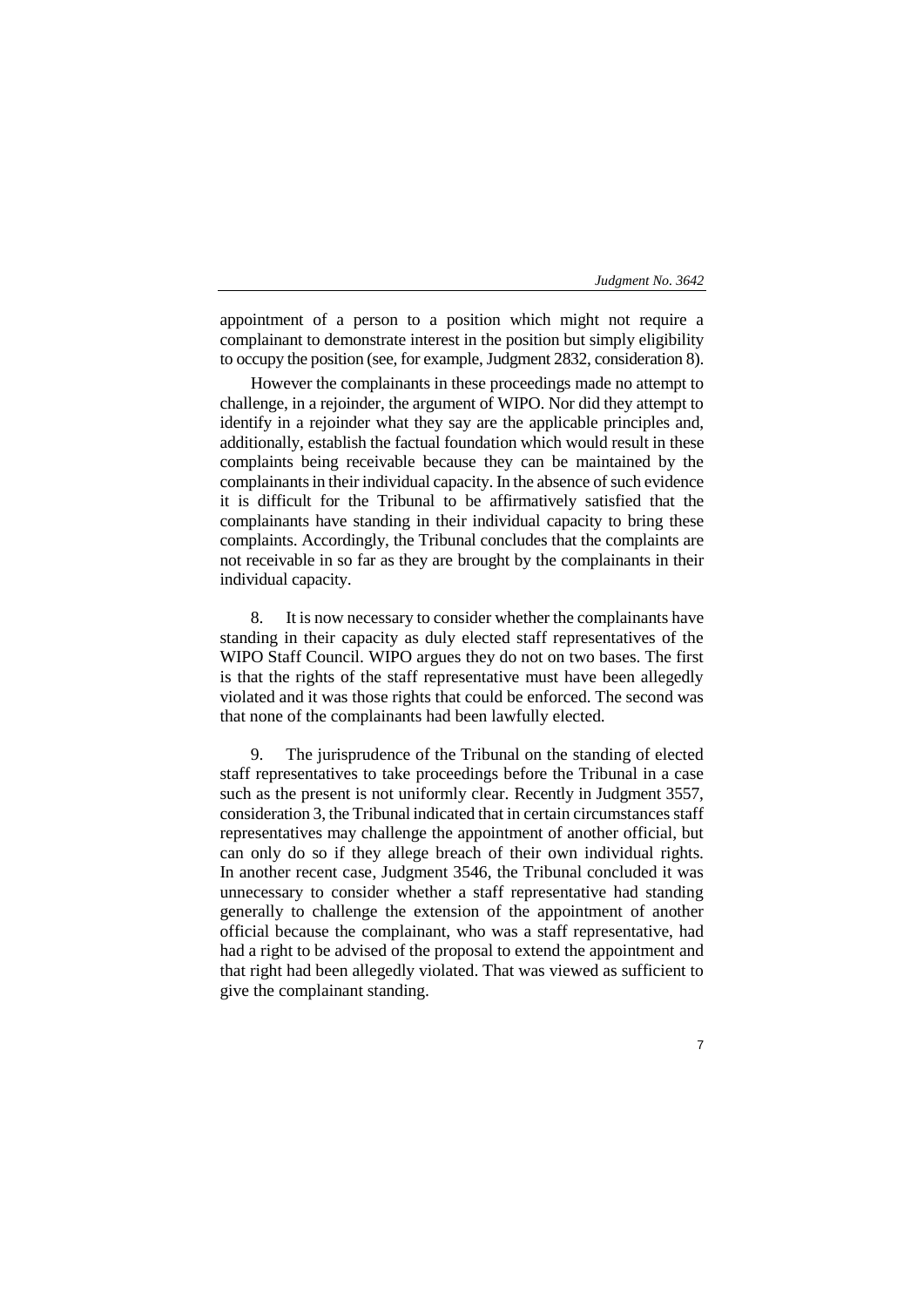appointment of a person to a position which might not require a complainant to demonstrate interest in the position but simply eligibility to occupy the position (see, for example, Judgment 2832, consideration 8).

However the complainants in these proceedings made no attempt to challenge, in a rejoinder, the argument of WIPO. Nor did they attempt to identify in a rejoinder what they say are the applicable principles and, additionally, establish the factual foundation which would result in these complaints being receivable because they can be maintained by the complainants in their individual capacity. In the absence of such evidence it is difficult for the Tribunal to be affirmatively satisfied that the complainants have standing in their individual capacity to bring these complaints. Accordingly, the Tribunal concludes that the complaints are not receivable in so far as they are brought by the complainants in their individual capacity.

8. It is now necessary to consider whether the complainants have standing in their capacity as duly elected staff representatives of the WIPO Staff Council. WIPO argues they do not on two bases. The first is that the rights of the staff representative must have been allegedly violated and it was those rights that could be enforced. The second was that none of the complainants had been lawfully elected.

9. The jurisprudence of the Tribunal on the standing of elected staff representatives to take proceedings before the Tribunal in a case such as the present is not uniformly clear. Recently in Judgment 3557, consideration 3, the Tribunal indicated that in certain circumstances staff representatives may challenge the appointment of another official, but can only do so if they allege breach of their own individual rights. In another recent case, Judgment 3546, the Tribunal concluded it was unnecessary to consider whether a staff representative had standing generally to challenge the extension of the appointment of another official because the complainant, who was a staff representative, had had a right to be advised of the proposal to extend the appointment and that right had been allegedly violated. That was viewed as sufficient to give the complainant standing.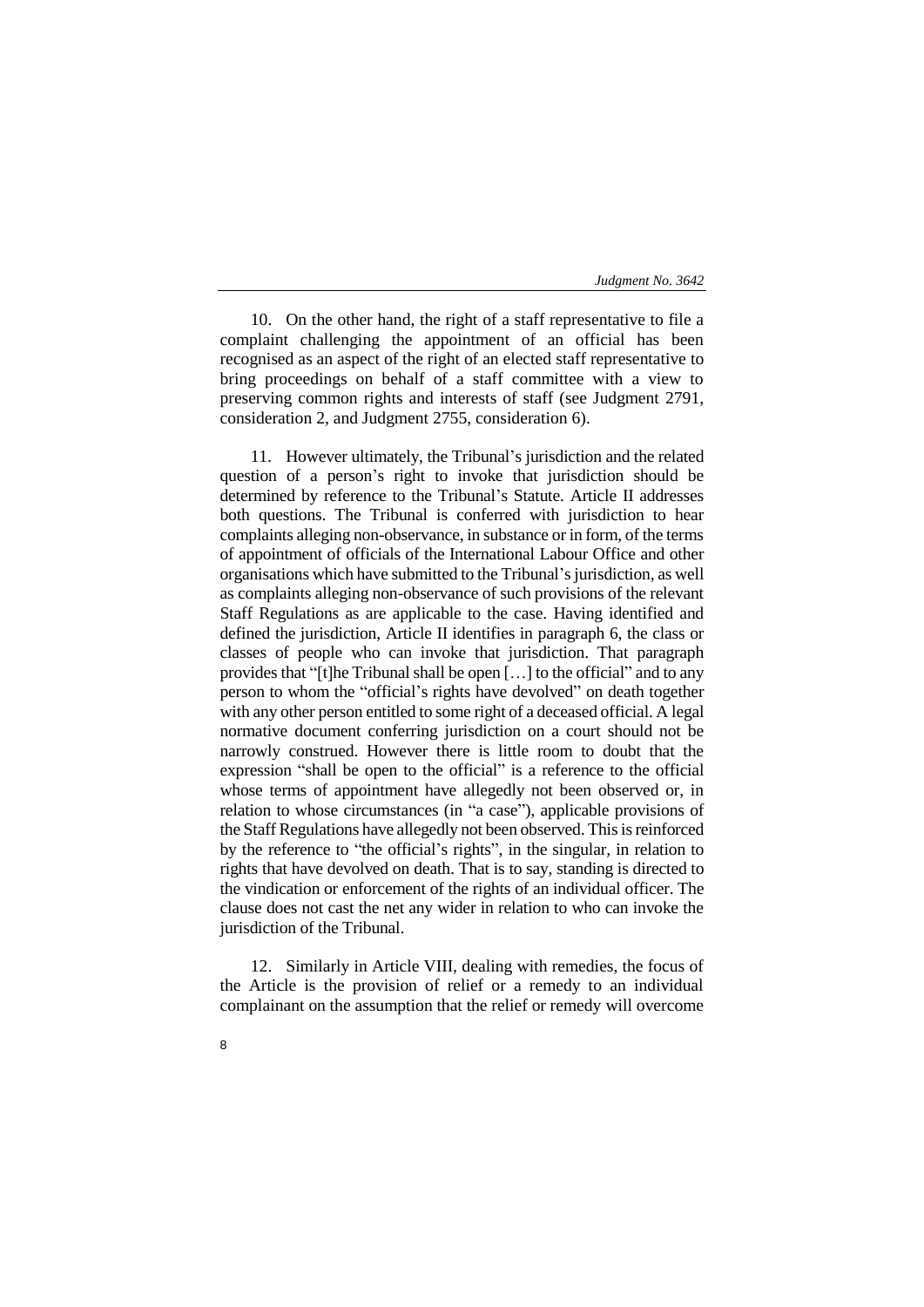10. On the other hand, the right of a staff representative to file a complaint challenging the appointment of an official has been recognised as an aspect of the right of an elected staff representative to bring proceedings on behalf of a staff committee with a view to preserving common rights and interests of staff (see Judgment 2791, consideration 2, and Judgment 2755, consideration 6).

11. However ultimately, the Tribunal's jurisdiction and the related question of a person's right to invoke that jurisdiction should be determined by reference to the Tribunal's Statute. Article II addresses both questions. The Tribunal is conferred with jurisdiction to hear complaints alleging non-observance, in substance or in form, of the terms of appointment of officials of the International Labour Office and other organisations which have submitted to the Tribunal's jurisdiction, as well as complaints alleging non-observance of such provisions of the relevant Staff Regulations as are applicable to the case. Having identified and defined the jurisdiction, Article II identifies in paragraph 6, the class or classes of people who can invoke that jurisdiction. That paragraph provides that "[t]he Tribunal shall be open […] to the official" and to any person to whom the "official's rights have devolved" on death together with any other person entitled to some right of a deceased official. A legal normative document conferring jurisdiction on a court should not be narrowly construed. However there is little room to doubt that the expression "shall be open to the official" is a reference to the official whose terms of appointment have allegedly not been observed or, in relation to whose circumstances (in "a case"), applicable provisions of the Staff Regulations have allegedly not been observed. This is reinforced by the reference to "the official's rights", in the singular, in relation to rights that have devolved on death. That is to say, standing is directed to the vindication or enforcement of the rights of an individual officer. The clause does not cast the net any wider in relation to who can invoke the jurisdiction of the Tribunal.

12. Similarly in Article VIII, dealing with remedies, the focus of the Article is the provision of relief or a remedy to an individual complainant on the assumption that the relief or remedy will overcome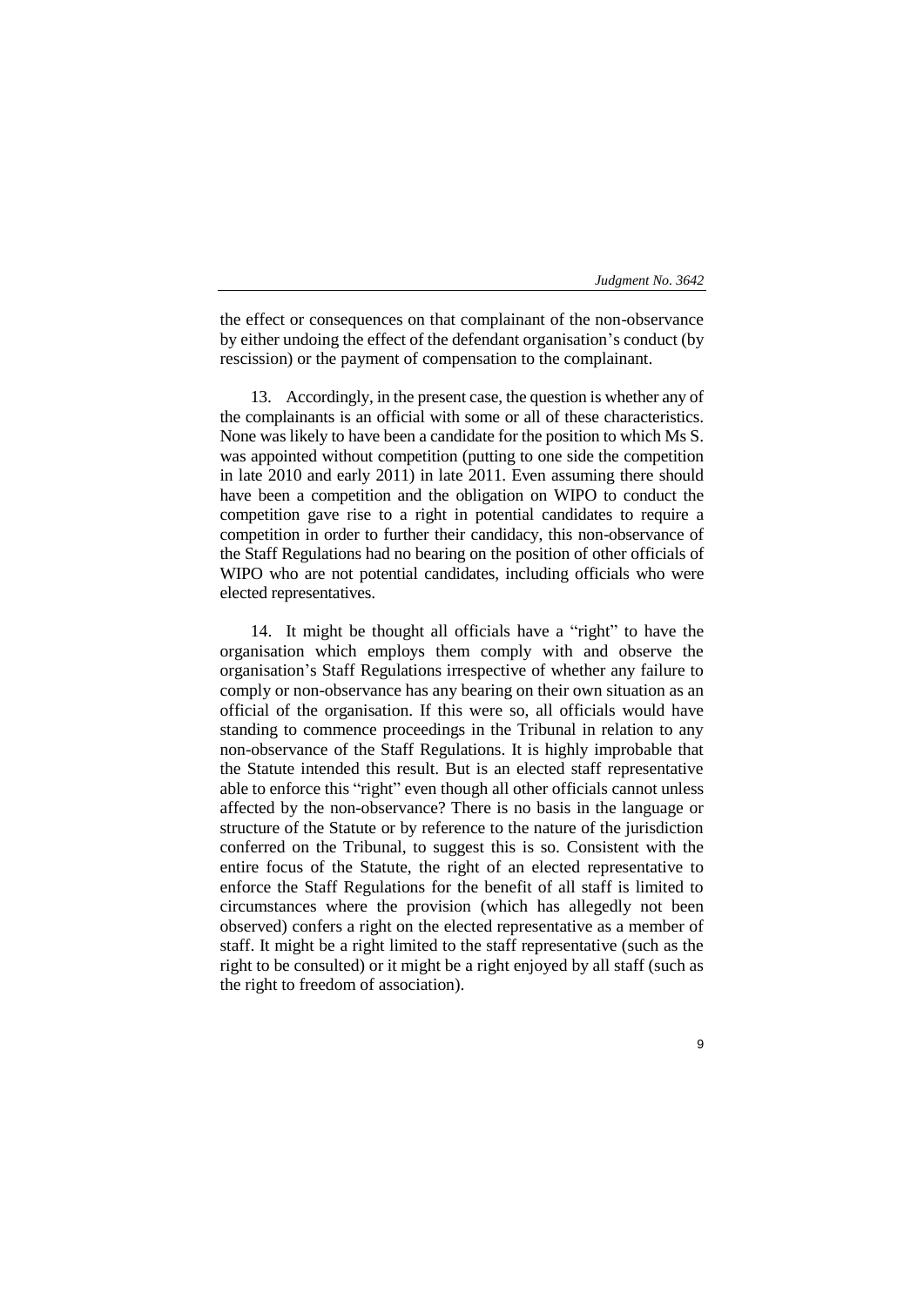the effect or consequences on that complainant of the non-observance by either undoing the effect of the defendant organisation's conduct (by rescission) or the payment of compensation to the complainant.

13. Accordingly, in the present case, the question is whether any of the complainants is an official with some or all of these characteristics. None was likely to have been a candidate for the position to which Ms S. was appointed without competition (putting to one side the competition in late 2010 and early 2011) in late 2011. Even assuming there should have been a competition and the obligation on WIPO to conduct the competition gave rise to a right in potential candidates to require a competition in order to further their candidacy, this non-observance of the Staff Regulations had no bearing on the position of other officials of WIPO who are not potential candidates, including officials who were elected representatives.

14. It might be thought all officials have a "right" to have the organisation which employs them comply with and observe the organisation's Staff Regulations irrespective of whether any failure to comply or non-observance has any bearing on their own situation as an official of the organisation. If this were so, all officials would have standing to commence proceedings in the Tribunal in relation to any non-observance of the Staff Regulations. It is highly improbable that the Statute intended this result. But is an elected staff representative able to enforce this "right" even though all other officials cannot unless affected by the non-observance? There is no basis in the language or structure of the Statute or by reference to the nature of the jurisdiction conferred on the Tribunal, to suggest this is so. Consistent with the entire focus of the Statute, the right of an elected representative to enforce the Staff Regulations for the benefit of all staff is limited to circumstances where the provision (which has allegedly not been observed) confers a right on the elected representative as a member of staff. It might be a right limited to the staff representative (such as the right to be consulted) or it might be a right enjoyed by all staff (such as the right to freedom of association).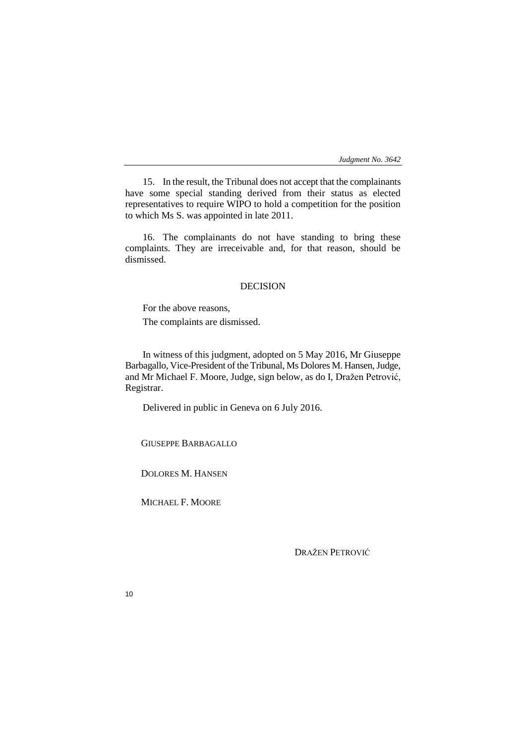15. In the result, the Tribunal does not accept that the complainants have some special standing derived from their status as elected representatives to require WIPO to hold a competition for the position to which Ms S. was appointed in late 2011.

16. The complainants do not have standing to bring these complaints. They are irreceivable and, for that reason, should be dismissed.

## DECISION

For the above reasons,

The complaints are dismissed.

In witness of this judgment, adopted on 5 May 2016, Mr Giuseppe Barbagallo, Vice-President of the Tribunal, Ms Dolores M. Hansen, Judge, and Mr Michael F. Moore, Judge, sign below, as do I, Dražen Petrović, Registrar.

Delivered in public in Geneva on 6 July 2016.

GIUSEPPE BARBAGALLO

DOLORES M. HANSEN

MICHAEL F. MOORE

DRAŽEN PETROVIĆ